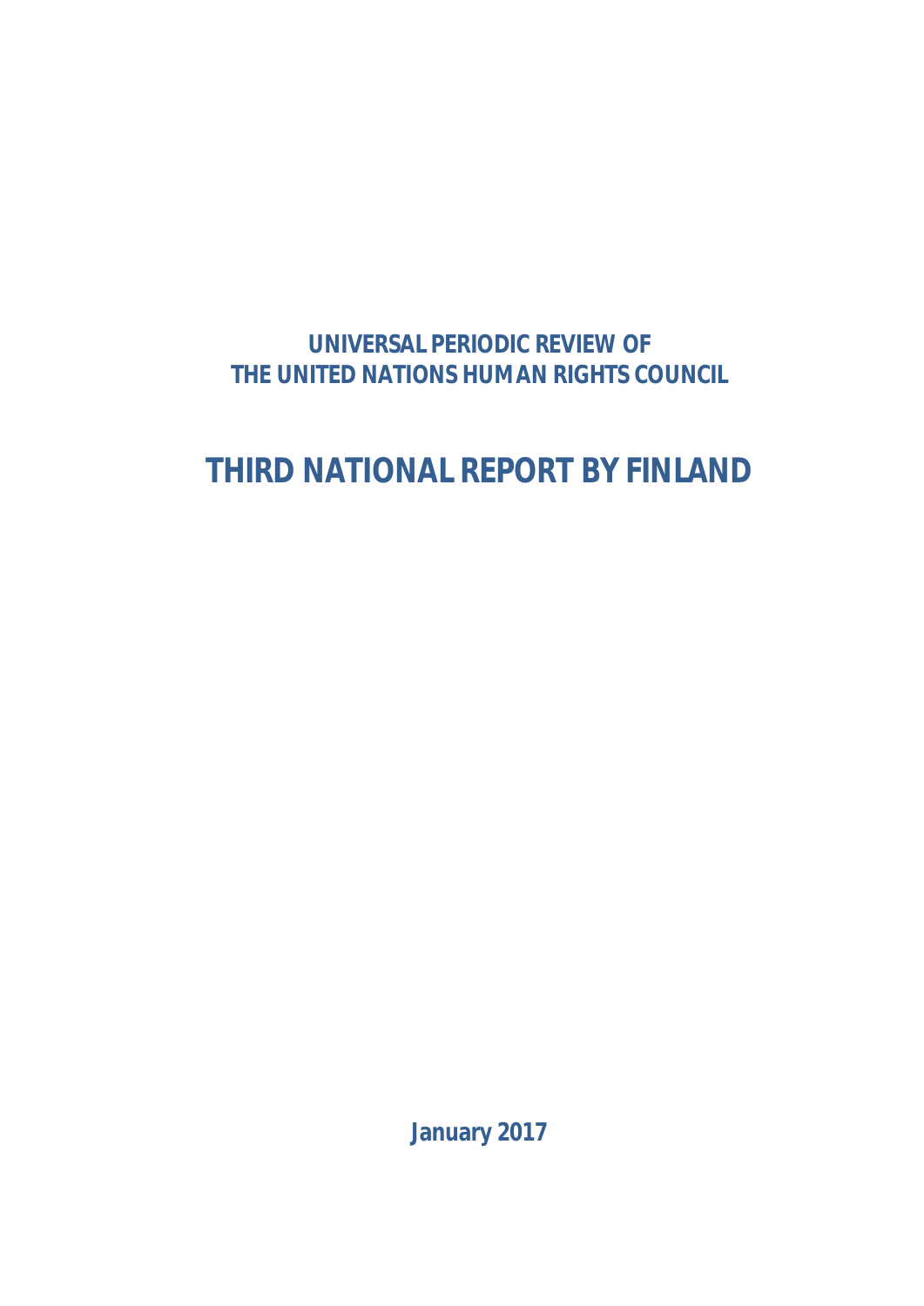**UNIVERSAL PERIODIC REVIEW OF**
**THE UNITED NATIONS HUMAN RIGHTS COUNCIL**

# THIRD NATIONAL REPORT BY FINLAND

**January 2017**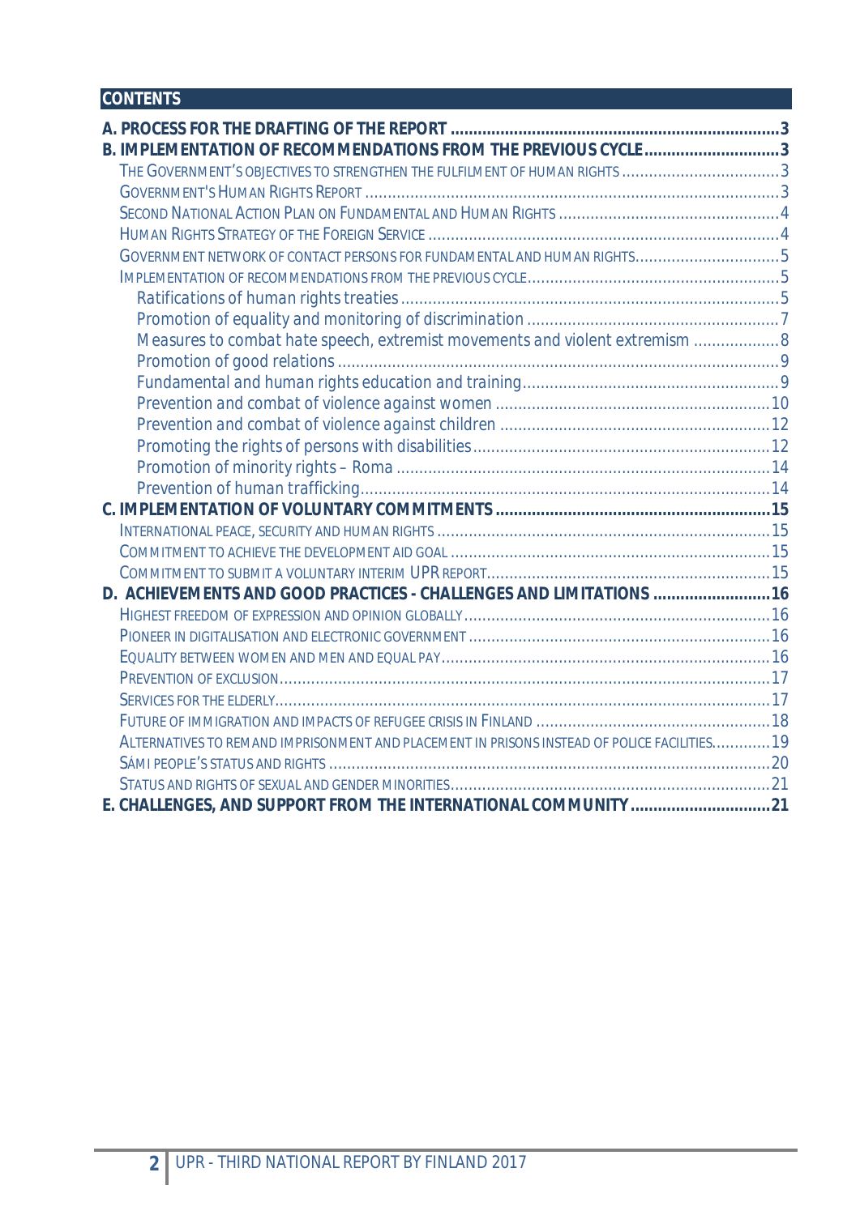## CONTENTS

- **A. PROCESS FOR THE DRAFTING OF THE REPORT ........................................................................3**
- **B. IMPLEMENTATION OF RECOMMENDATIONS FROM THE PREVIOUS CYCLE ..............................3**
  - THE GOVERNMENT'S OBJECTIVES TO STRENGTHEN THE FULFILMENT OF HUMAN RIGHTS ....................................3
  - GOVERNMENT'S HUMAN RIGHTS REPORT ..........................................................................................3
  - SECOND NATIONAL ACTION PLAN ON FUNDAMENTAL AND HUMAN RIGHTS ................................................4
  - HUMAN RIGHTS STRATEGY OF THE FOREIGN SERVICE .............................................................................4
  - GOVERNMENT NETWORK OF CONTACT PERSONS FOR FUNDAMENTAL AND HUMAN RIGHTS................................5
  - IMPLEMENTATION OF RECOMMENDATIONS FROM THE PREVIOUS CYCLE........................................................5
    - Ratifications of human rights treaties ...................................................................................5
    - Promotion of equality and monitoring of discrimination .......................................................7
    - Measures to combat hate speech, extremist movements and violent extremism ...................8
    - Promotion of good relations ................................................................................................9
    - Fundamental and human rights education and training.........................................................9
    - Prevention and combat of violence against women ............................................................10
    - Prevention and combat of violence against children ...........................................................12
    - Promoting the rights of persons with disabilities.................................................................12
    - Promotion of minority rights – Roma .................................................................................14
    - Prevention of human trafficking.........................................................................................14
- **C. IMPLEMENTATION OF VOLUNTARY COMMITMENTS ............................................................15**
  - INTERNATIONAL PEACE, SECURITY AND HUMAN RIGHTS .........................................................................15
  - COMMITMENT TO ACHIEVE THE DEVELOPMENT AID GOAL ......................................................................15
  - COMMITMENT TO SUBMIT A VOLUNTARY INTERIM UPR REPORT..............................................................15
- **D. ACHIEVEMENTS AND GOOD PRACTICES - CHALLENGES AND LIMITATIONS ..........................16**
  - HIGHEST FREEDOM OF EXPRESSION AND OPINION GLOBALLY...................................................................16
  - PIONEER IN DIGITALISATION AND ELECTRONIC GOVERNMENT ..................................................................16
  - EQUALITY BETWEEN WOMEN AND MEN AND EQUAL PAY.........................................................................16
  - PREVENTION OF EXCLUSION............................................................................................................17
  - SERVICES FOR THE ELDERLY.............................................................................................................17
  - FUTURE OF IMMIGRATION AND IMPACTS OF REFUGEE CRISIS IN FINLAND ....................................................18
  - ALTERNATIVES TO REMAND IMPRISONMENT AND PLACEMENT IN PRISONS INSTEAD OF POLICE FACILITIES.............19
  - SÁMI PEOPLE'S STATUS AND RIGHTS .................................................................................................20
  - STATUS AND RIGHTS OF SEXUAL AND GENDER MINORITIES......................................................................21
- **E. CHALLENGES, AND SUPPORT FROM THE INTERNATIONAL COMMUNITY ...............................21**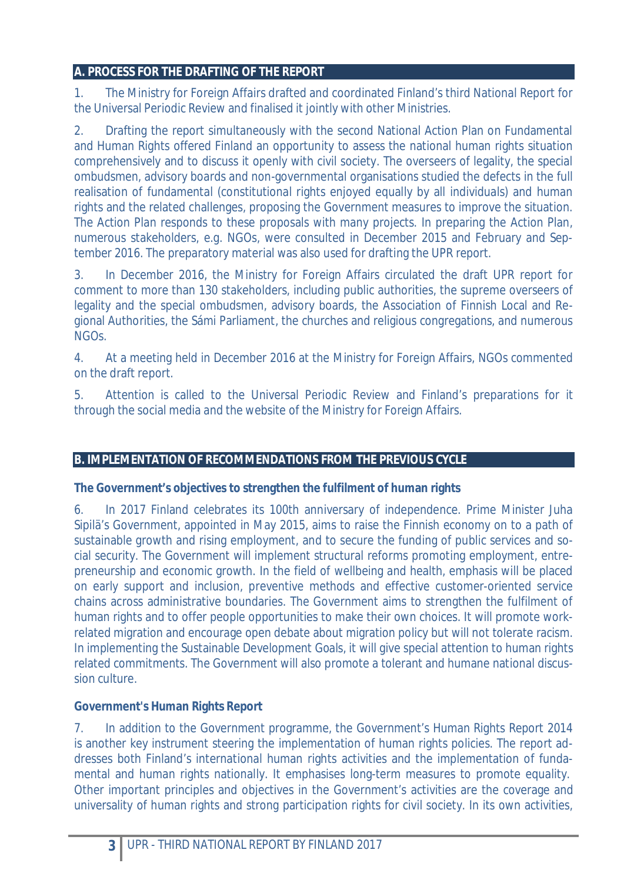## A. PROCESS FOR THE DRAFTING OF THE REPORT

1. The Ministry for Foreign Affairs drafted and coordinated Finland's third National Report for the Universal Periodic Review and finalised it jointly with other Ministries.

2. Drafting the report simultaneously with the second National Action Plan on Fundamental and Human Rights offered Finland an opportunity to assess the national human rights situation comprehensively and to discuss it openly with civil society. The overseers of legality, the special ombudsmen, advisory boards and non-governmental organisations studied the defects in the full realisation of fundamental (constitutional rights enjoyed equally by all individuals) and human rights and the related challenges, proposing the Government measures to improve the situation. The Action Plan responds to these proposals with many projects. In preparing the Action Plan, numerous stakeholders, e.g. NGOs, were consulted in December 2015 and February and September 2016. The preparatory material was also used for drafting the UPR report.

3. In December 2016, the Ministry for Foreign Affairs circulated the draft UPR report for comment to more than 130 stakeholders, including public authorities, the supreme overseers of legality and the special ombudsmen, advisory boards, the Association of Finnish Local and Regional Authorities, the Sámi Parliament, the churches and religious congregations, and numerous NGOs.

4. At a meeting held in December 2016 at the Ministry for Foreign Affairs, NGOs commented on the draft report.

5. Attention is called to the Universal Periodic Review and Finland's preparations for it through the social media and the website of the Ministry for Foreign Affairs.

## B. IMPLEMENTATION OF RECOMMENDATIONS FROM THE PREVIOUS CYCLE

### The Government's objectives to strengthen the fulfilment of human rights

6. In 2017 Finland celebrates its 100th anniversary of independence. Prime Minister Juha Sipilä's Government, appointed in May 2015, aims to raise the Finnish economy on to a path of sustainable growth and rising employment, and to secure the funding of public services and social security. The Government will implement structural reforms promoting employment, entrepreneurship and economic growth. In the field of wellbeing and health, emphasis will be placed on early support and inclusion, preventive methods and effective customer-oriented service chains across administrative boundaries. The Government aims to strengthen the fulfilment of human rights and to offer people opportunities to make their own choices. It will promote work-related migration and encourage open debate about migration policy but will not tolerate racism. In implementing the Sustainable Development Goals, it will give special attention to human rights related commitments. The Government will also promote a tolerant and humane national discussion culture.

### Government's Human Rights Report

7. In addition to the Government programme, the Government's Human Rights Report 2014 is another key instrument steering the implementation of human rights policies. The report addresses both Finland's international human rights activities and the implementation of fundamental and human rights nationally. It emphasises long-term measures to promote equality. Other important principles and objectives in the Government's activities are the coverage and universality of human rights and strong participation rights for civil society. In its own activities,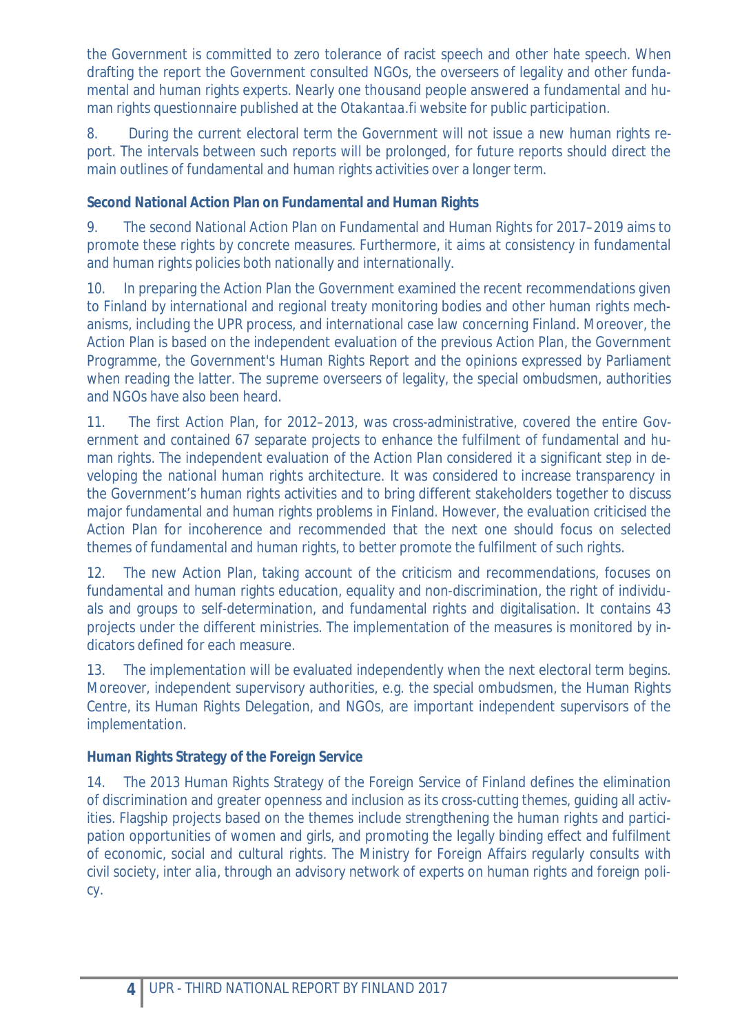the Government is committed to zero tolerance of racist speech and other hate speech. When drafting the report the Government consulted NGOs, the overseers of legality and other fundamental and human rights experts. Nearly one thousand people answered a fundamental and human rights questionnaire published at the *Otakantaa.fi* website for public participation.

8. During the current electoral term the Government will not issue a new human rights report. The intervals between such reports will be prolonged, for future reports should direct the main outlines of fundamental and human rights activities over a longer term.

**Second National Action Plan on Fundamental and Human Rights**

9. The second National Action Plan on Fundamental and Human Rights for 2017–2019 aims to promote these rights by concrete measures. Furthermore, it aims at consistency in fundamental and human rights policies both nationally and internationally.

10. In preparing the Action Plan the Government examined the recent recommendations given to Finland by international and regional treaty monitoring bodies and other human rights mechanisms, including the UPR process, and international case law concerning Finland. Moreover, the Action Plan is based on the independent evaluation of the previous Action Plan, the Government Programme, the Government's Human Rights Report and the opinions expressed by Parliament when reading the latter. The supreme overseers of legality, the special ombudsmen, authorities and NGOs have also been heard.

11. The first Action Plan, for 2012–2013, was cross-administrative, covered the entire Government and contained 67 separate projects to enhance the fulfilment of fundamental and human rights. The independent evaluation of the Action Plan considered it a significant step in developing the national human rights architecture. It was considered to increase transparency in the Government's human rights activities and to bring different stakeholders together to discuss major fundamental and human rights problems in Finland. However, the evaluation criticised the Action Plan for incoherence and recommended that the next one should focus on selected themes of fundamental and human rights, to better promote the fulfilment of such rights.

12. The new Action Plan, taking account of the criticism and recommendations, focuses on fundamental and human rights education, equality and non-discrimination, the right of individuals and groups to self-determination, and fundamental rights and digitalisation. It contains 43 projects under the different ministries. The implementation of the measures is monitored by indicators defined for each measure.

13. The implementation will be evaluated independently when the next electoral term begins. Moreover, independent supervisory authorities, e.g. the special ombudsmen, the Human Rights Centre, its Human Rights Delegation, and NGOs, are important independent supervisors of the implementation.

**Human Rights Strategy of the Foreign Service**

14. The 2013 Human Rights Strategy of the Foreign Service of Finland defines the elimination of discrimination and greater openness and inclusion as its cross-cutting themes, guiding all activities. Flagship projects based on the themes include strengthening the human rights and participation opportunities of women and girls, and promoting the legally binding effect and fulfilment of economic, social and cultural rights. The Ministry for Foreign Affairs regularly consults with civil society, *inter alia*, through an advisory network of experts on human rights and foreign policy.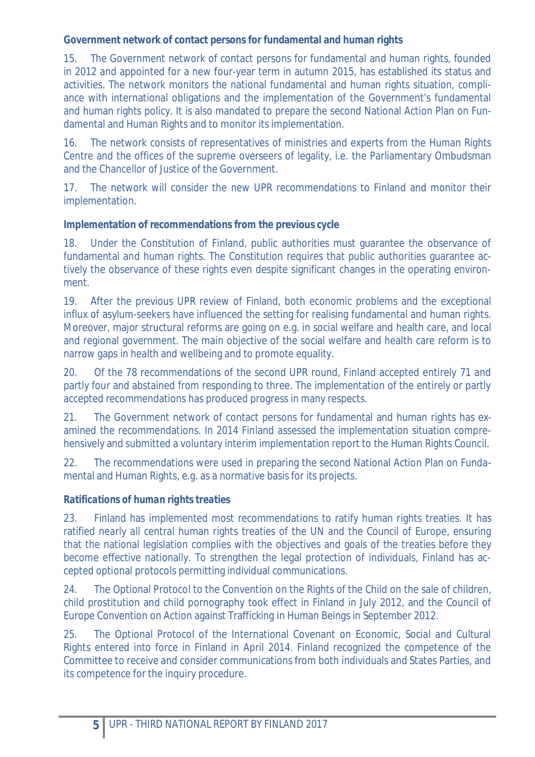**Government network of contact persons for fundamental and human rights**

15. The Government network of contact persons for fundamental and human rights, founded in 2012 and appointed for a new four-year term in autumn 2015, has established its status and activities. The network monitors the national fundamental and human rights situation, compliance with international obligations and the implementation of the Government's fundamental and human rights policy. It is also mandated to prepare the second National Action Plan on Fundamental and Human Rights and to monitor its implementation.

16. The network consists of representatives of ministries and experts from the Human Rights Centre and the offices of the supreme overseers of legality, i.e. the Parliamentary Ombudsman and the Chancellor of Justice of the Government.

17. The network will consider the new UPR recommendations to Finland and monitor their implementation.

**Implementation of recommendations from the previous cycle**

18. Under the Constitution of Finland, public authorities must guarantee the observance of fundamental and human rights. The Constitution requires that public authorities guarantee actively the observance of these rights even despite significant changes in the operating environment.

19. After the previous UPR review of Finland, both economic problems and the exceptional influx of asylum-seekers have influenced the setting for realising fundamental and human rights. Moreover, major structural reforms are going on e.g. in social welfare and health care, and local and regional government. The main objective of the social welfare and health care reform is to narrow gaps in health and wellbeing and to promote equality.

20. Of the 78 recommendations of the second UPR round, Finland accepted entirely 71 and partly four and abstained from responding to three. The implementation of the entirely or partly accepted recommendations has produced progress in many respects.

21. The Government network of contact persons for fundamental and human rights has examined the recommendations. In 2014 Finland assessed the implementation situation comprehensively and submitted a voluntary interim implementation report to the Human Rights Council.

22. The recommendations were used in preparing the second National Action Plan on Fundamental and Human Rights, e.g. as a normative basis for its projects.

***Ratifications of human rights treaties***

23. Finland has implemented most recommendations to ratify human rights treaties. It has ratified nearly all central human rights treaties of the UN and the Council of Europe, ensuring that the national legislation complies with the objectives and goals of the treaties before they become effective nationally. To strengthen the legal protection of individuals, Finland has accepted optional protocols permitting individual communications.

24. The Optional Protocol to the Convention on the Rights of the Child on the sale of children, child prostitution and child pornography took effect in Finland in July 2012, and the Council of Europe Convention on Action against Trafficking in Human Beings in September 2012.

25. The Optional Protocol of the International Covenant on Economic, Social and Cultural Rights entered into force in Finland in April 2014. Finland recognized the competence of the Committee to receive and consider communications from both individuals and States Parties, and its competence for the inquiry procedure.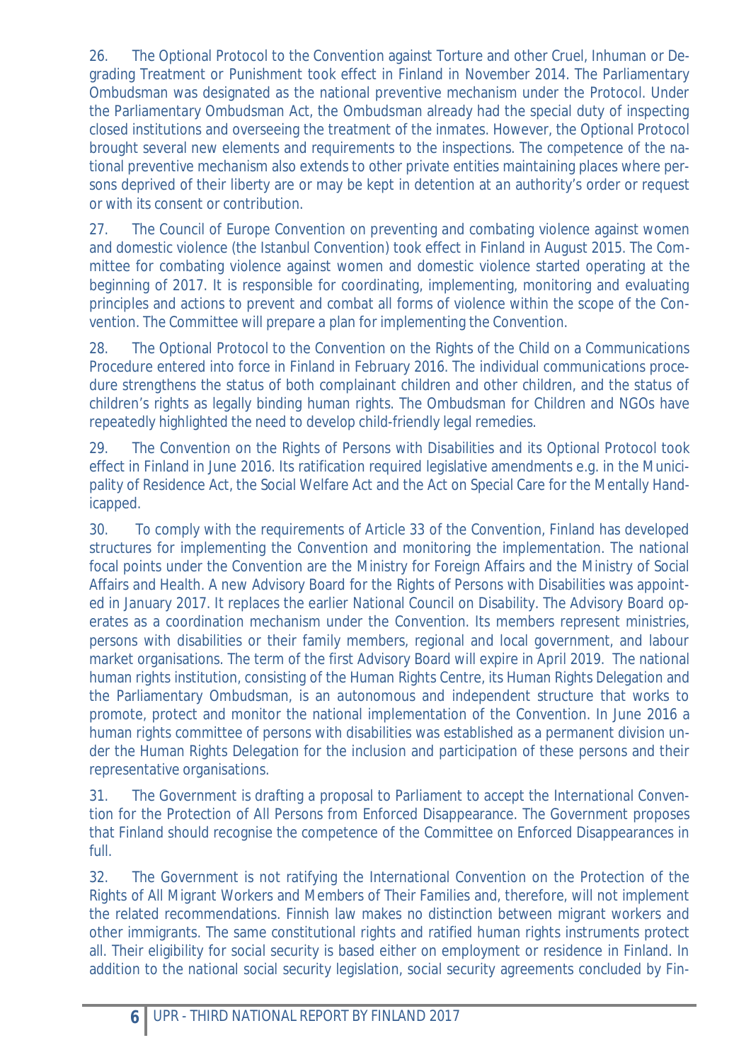26. The Optional Protocol to the Convention against Torture and other Cruel, Inhuman or Degrading Treatment or Punishment took effect in Finland in November 2014. The Parliamentary Ombudsman was designated as the national preventive mechanism under the Protocol. Under the Parliamentary Ombudsman Act, the Ombudsman already had the special duty of inspecting closed institutions and overseeing the treatment of the inmates. However, the Optional Protocol brought several new elements and requirements to the inspections. The competence of the national preventive mechanism also extends to other private entities maintaining places where persons deprived of their liberty are or may be kept in detention at an authority's order or request or with its consent or contribution.

27. The Council of Europe Convention on preventing and combating violence against women and domestic violence (the Istanbul Convention) took effect in Finland in August 2015. The Committee for combating violence against women and domestic violence started operating at the beginning of 2017. It is responsible for coordinating, implementing, monitoring and evaluating principles and actions to prevent and combat all forms of violence within the scope of the Convention. The Committee will prepare a plan for implementing the Convention.

28. The Optional Protocol to the Convention on the Rights of the Child on a Communications Procedure entered into force in Finland in February 2016. The individual communications procedure strengthens the status of both complainant children and other children, and the status of children's rights as legally binding human rights. The Ombudsman for Children and NGOs have repeatedly highlighted the need to develop child-friendly legal remedies.

29. The Convention on the Rights of Persons with Disabilities and its Optional Protocol took effect in Finland in June 2016. Its ratification required legislative amendments e.g. in the Municipality of Residence Act, the Social Welfare Act and the Act on Special Care for the Mentally Handicapped.

30. To comply with the requirements of Article 33 of the Convention, Finland has developed structures for implementing the Convention and monitoring the implementation. The national focal points under the Convention are the Ministry for Foreign Affairs and the Ministry of Social Affairs and Health. A new Advisory Board for the Rights of Persons with Disabilities was appointed in January 2017. It replaces the earlier National Council on Disability. The Advisory Board operates as a coordination mechanism under the Convention. Its members represent ministries, persons with disabilities or their family members, regional and local government, and labour market organisations. The term of the first Advisory Board will expire in April 2019. The national human rights institution, consisting of the Human Rights Centre, its Human Rights Delegation and the Parliamentary Ombudsman, is an autonomous and independent structure that works to promote, protect and monitor the national implementation of the Convention. In June 2016 a human rights committee of persons with disabilities was established as a permanent division under the Human Rights Delegation for the inclusion and participation of these persons and their representative organisations.

31. The Government is drafting a proposal to Parliament to accept the International Convention for the Protection of All Persons from Enforced Disappearance. The Government proposes that Finland should recognise the competence of the Committee on Enforced Disappearances in full.

32. The Government is not ratifying the International Convention on the Protection of the Rights of All Migrant Workers and Members of Their Families and, therefore, will not implement the related recommendations. Finnish law makes no distinction between migrant workers and other immigrants. The same constitutional rights and ratified human rights instruments protect all. Their eligibility for social security is based either on employment or residence in Finland. In addition to the national social security legislation, social security agreements concluded by Fin-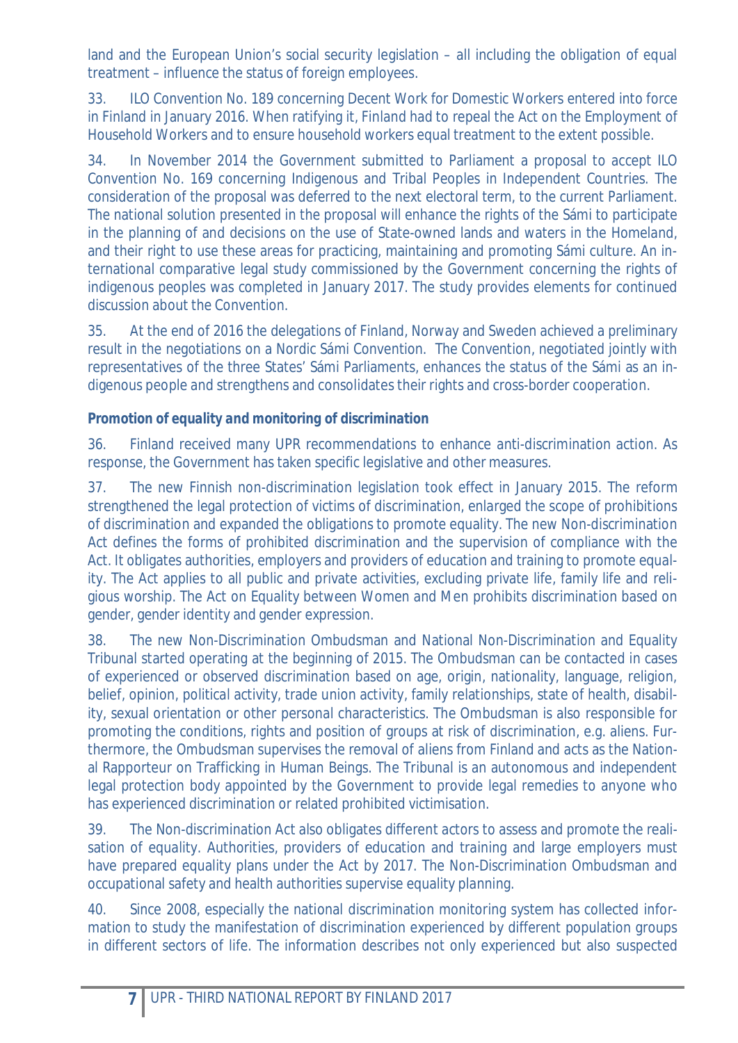land and the European Union's social security legislation – all including the obligation of equal treatment – influence the status of foreign employees.

33. ILO Convention No. 189 concerning Decent Work for Domestic Workers entered into force in Finland in January 2016. When ratifying it, Finland had to repeal the Act on the Employment of Household Workers and to ensure household workers equal treatment to the extent possible.

34. In November 2014 the Government submitted to Parliament a proposal to accept ILO Convention No. 169 concerning Indigenous and Tribal Peoples in Independent Countries. The consideration of the proposal was deferred to the next electoral term, to the current Parliament. The national solution presented in the proposal will enhance the rights of the Sámi to participate in the planning of and decisions on the use of State-owned lands and waters in the Homeland, and their right to use these areas for practicing, maintaining and promoting Sámi culture. An international comparative legal study commissioned by the Government concerning the rights of indigenous peoples was completed in January 2017. The study provides elements for continued discussion about the Convention.

35. At the end of 2016 the delegations of Finland, Norway and Sweden achieved a preliminary result in the negotiations on a Nordic Sámi Convention. The Convention, negotiated jointly with representatives of the three States' Sámi Parliaments, enhances the status of the Sámi as an indigenous people and strengthens and consolidates their rights and cross-border cooperation.

***Promotion of equality and monitoring of discrimination***

36. Finland received many UPR recommendations to enhance anti-discrimination action. As response, the Government has taken specific legislative and other measures.

37. The new Finnish non-discrimination legislation took effect in January 2015. The reform strengthened the legal protection of victims of discrimination, enlarged the scope of prohibitions of discrimination and expanded the obligations to promote equality. The new Non-discrimination Act defines the forms of prohibited discrimination and the supervision of compliance with the Act. It obligates authorities, employers and providers of education and training to promote equality. The Act applies to all public and private activities, excluding private life, family life and religious worship. The Act on Equality between Women and Men prohibits discrimination based on gender, gender identity and gender expression.

38. The new Non-Discrimination Ombudsman and National Non-Discrimination and Equality Tribunal started operating at the beginning of 2015. The Ombudsman can be contacted in cases of experienced or observed discrimination based on age, origin, nationality, language, religion, belief, opinion, political activity, trade union activity, family relationships, state of health, disability, sexual orientation or other personal characteristics. The Ombudsman is also responsible for promoting the conditions, rights and position of groups at risk of discrimination, e.g. aliens. Furthermore, the Ombudsman supervises the removal of aliens from Finland and acts as the National Rapporteur on Trafficking in Human Beings. The Tribunal is an autonomous and independent legal protection body appointed by the Government to provide legal remedies to anyone who has experienced discrimination or related prohibited victimisation.

39. The Non-discrimination Act also obligates different actors to assess and promote the realisation of equality. Authorities, providers of education and training and large employers must have prepared equality plans under the Act by 2017. The Non-Discrimination Ombudsman and occupational safety and health authorities supervise equality planning.

40. Since 2008, especially the national discrimination monitoring system has collected information to study the manifestation of discrimination experienced by different population groups in different sectors of life. The information describes not only experienced but also suspected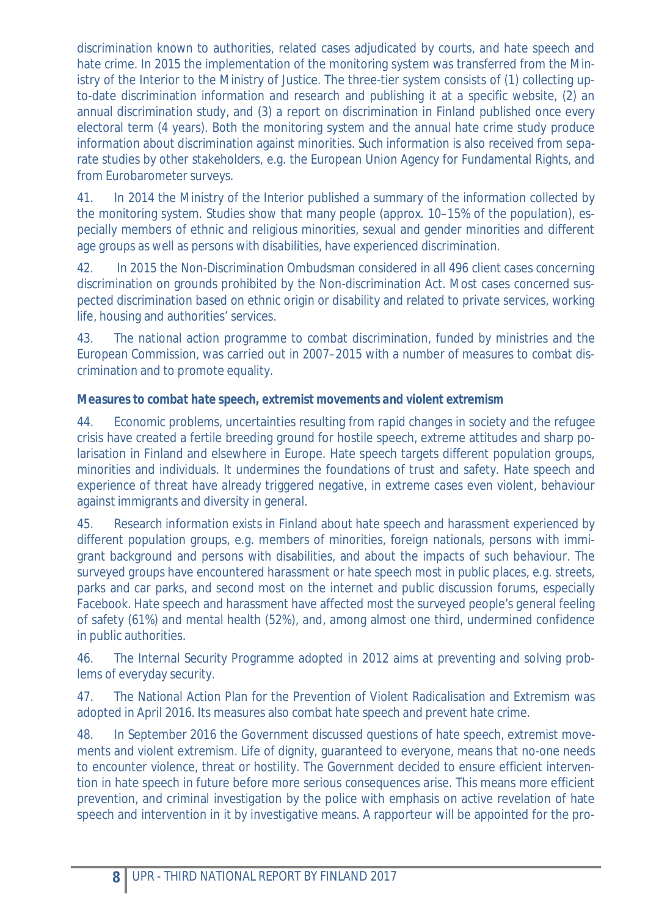discrimination known to authorities, related cases adjudicated by courts, and hate speech and hate crime. In 2015 the implementation of the monitoring system was transferred from the Ministry of the Interior to the Ministry of Justice. The three-tier system consists of (1) collecting up-to-date discrimination information and research and publishing it at a specific website, (2) an annual discrimination study, and (3) a report on discrimination in Finland published once every electoral term (4 years). Both the monitoring system and the annual hate crime study produce information about discrimination against minorities. Such information is also received from separate studies by other stakeholders, e.g. the European Union Agency for Fundamental Rights, and from Eurobarometer surveys.

41. In 2014 the Ministry of the Interior published a summary of the information collected by the monitoring system. Studies show that many people (approx. 10–15% of the population), especially members of ethnic and religious minorities, sexual and gender minorities and different age groups as well as persons with disabilities, have experienced discrimination.

42. In 2015 the Non-Discrimination Ombudsman considered in all 496 client cases concerning discrimination on grounds prohibited by the Non-discrimination Act. Most cases concerned suspected discrimination based on ethnic origin or disability and related to private services, working life, housing and authorities' services.

43. The national action programme to combat discrimination, funded by ministries and the European Commission, was carried out in 2007–2015 with a number of measures to combat discrimination and to promote equality.

***Measures to combat hate speech, extremist movements and violent extremism***

44. Economic problems, uncertainties resulting from rapid changes in society and the refugee crisis have created a fertile breeding ground for hostile speech, extreme attitudes and sharp polarisation in Finland and elsewhere in Europe. Hate speech targets different population groups, minorities and individuals. It undermines the foundations of trust and safety. Hate speech and experience of threat have already triggered negative, in extreme cases even violent, behaviour against immigrants and diversity in general.

45. Research information exists in Finland about hate speech and harassment experienced by different population groups, e.g. members of minorities, foreign nationals, persons with immigrant background and persons with disabilities, and about the impacts of such behaviour. The surveyed groups have encountered harassment or hate speech most in public places, e.g. streets, parks and car parks, and second most on the internet and public discussion forums, especially Facebook. Hate speech and harassment have affected most the surveyed people's general feeling of safety (61%) and mental health (52%), and, among almost one third, undermined confidence in public authorities.

46. The Internal Security Programme adopted in 2012 aims at preventing and solving problems of everyday security.

47. The National Action Plan for the Prevention of Violent Radicalisation and Extremism was adopted in April 2016. Its measures also combat hate speech and prevent hate crime.

48. In September 2016 the Government discussed questions of hate speech, extremist movements and violent extremism. Life of dignity, guaranteed to everyone, means that no-one needs to encounter violence, threat or hostility. The Government decided to ensure efficient intervention in hate speech in future before more serious consequences arise. This means more efficient prevention, and criminal investigation by the police with emphasis on active revelation of hate speech and intervention in it by investigative means. A rapporteur will be appointed for the pro-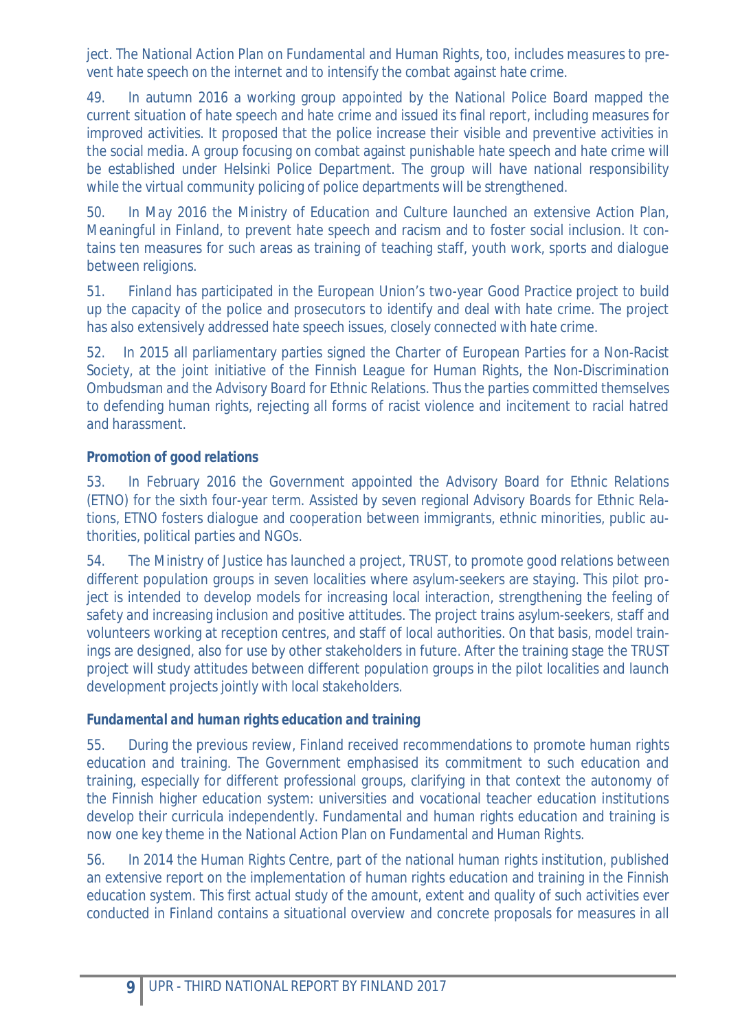ject. The National Action Plan on Fundamental and Human Rights, too, includes measures to prevent hate speech on the internet and to intensify the combat against hate crime.

49. In autumn 2016 a working group appointed by the National Police Board mapped the current situation of hate speech and hate crime and issued its final report, including measures for improved activities. It proposed that the police increase their visible and preventive activities in the social media. A group focusing on combat against punishable hate speech and hate crime will be established under Helsinki Police Department. The group will have national responsibility while the virtual community policing of police departments will be strengthened.

50. In May 2016 the Ministry of Education and Culture launched an extensive Action Plan, *Meaningful in Finland*, to prevent hate speech and racism and to foster social inclusion. It contains ten measures for such areas as training of teaching staff, youth work, sports and dialogue between religions.

51. Finland has participated in the European Union's two-year Good Practice project to build up the capacity of the police and prosecutors to identify and deal with hate crime. The project has also extensively addressed hate speech issues, closely connected with hate crime.

52. In 2015 all parliamentary parties signed the Charter of European Parties for a Non-Racist Society, at the joint initiative of the Finnish League for Human Rights, the Non-Discrimination Ombudsman and the Advisory Board for Ethnic Relations. Thus the parties committed themselves to defending human rights, rejecting all forms of racist violence and incitement to racial hatred and harassment.

**Promotion of good relations**

53. In February 2016 the Government appointed the Advisory Board for Ethnic Relations (ETNO) for the sixth four-year term. Assisted by seven regional Advisory Boards for Ethnic Relations, ETNO fosters dialogue and cooperation between immigrants, ethnic minorities, public authorities, political parties and NGOs.

54. The Ministry of Justice has launched a project, TRUST, to promote good relations between different population groups in seven localities where asylum-seekers are staying. This pilot project is intended to develop models for increasing local interaction, strengthening the feeling of safety and increasing inclusion and positive attitudes. The project trains asylum-seekers, staff and volunteers working at reception centres, and staff of local authorities. On that basis, model trainings are designed, also for use by other stakeholders in future. After the training stage the TRUST project will study attitudes between different population groups in the pilot localities and launch development projects jointly with local stakeholders.

***Fundamental and human rights education and training***

55. During the previous review, Finland received recommendations to promote human rights education and training. The Government emphasised its commitment to such education and training, especially for different professional groups, clarifying in that context the autonomy of the Finnish higher education system: universities and vocational teacher education institutions develop their curricula independently. Fundamental and human rights education and training is now one key theme in the National Action Plan on Fundamental and Human Rights.

56. In 2014 the Human Rights Centre, part of the national human rights institution, published an extensive report on the implementation of human rights education and training in the Finnish education system. This first actual study of the amount, extent and quality of such activities ever conducted in Finland contains a situational overview and concrete proposals for measures in all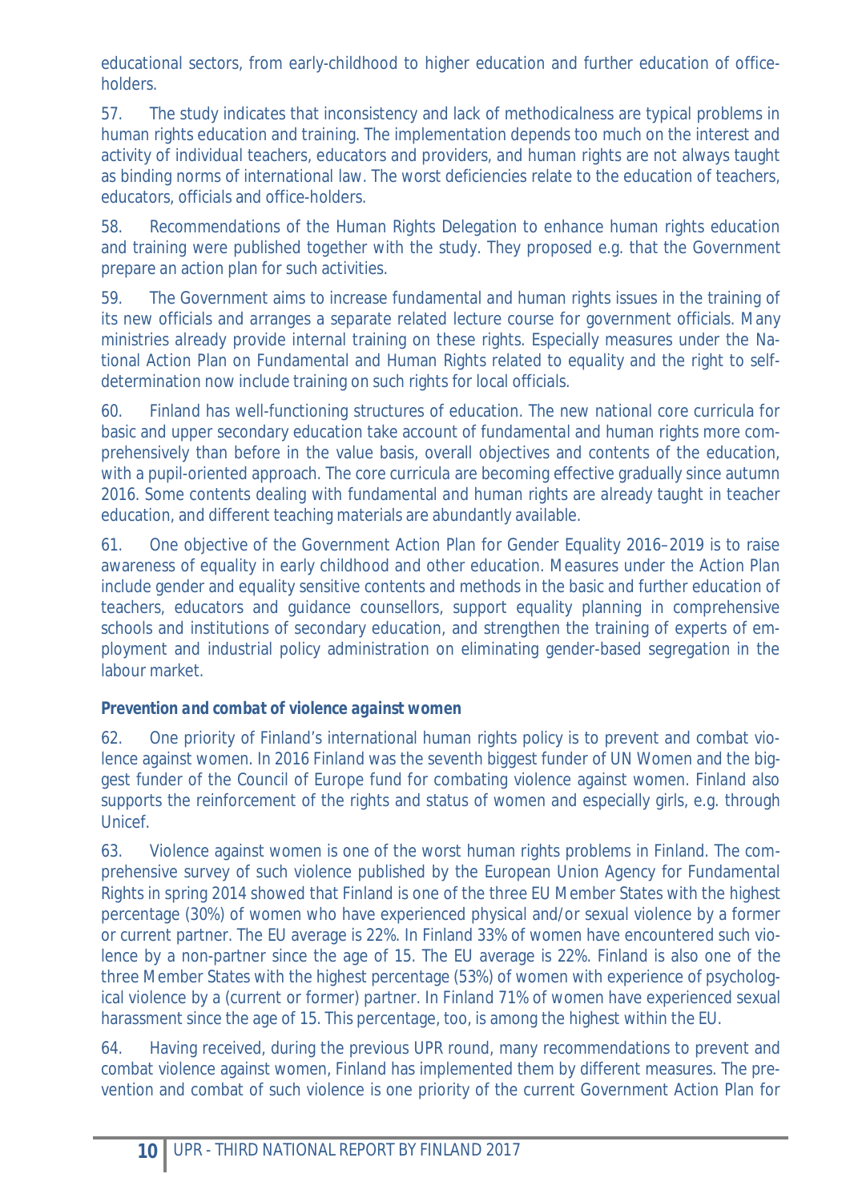educational sectors, from early-childhood to higher education and further education of office-holders.

57. The study indicates that inconsistency and lack of methodicalness are typical problems in human rights education and training. The implementation depends too much on the interest and activity of individual teachers, educators and providers, and human rights are not always taught as binding norms of international law. The worst deficiencies relate to the education of teachers, educators, officials and office-holders.

58. Recommendations of the Human Rights Delegation to enhance human rights education and training were published together with the study. They proposed e.g. that the Government prepare an action plan for such activities.

59. The Government aims to increase fundamental and human rights issues in the training of its new officials and arranges a separate related lecture course for government officials. Many ministries already provide internal training on these rights. Especially measures under the National Action Plan on Fundamental and Human Rights related to equality and the right to self-determination now include training on such rights for local officials.

60. Finland has well-functioning structures of education. The new national core curricula for basic and upper secondary education take account of fundamental and human rights more comprehensively than before in the value basis, overall objectives and contents of the education, with a pupil-oriented approach. The core curricula are becoming effective gradually since autumn 2016. Some contents dealing with fundamental and human rights are already taught in teacher education, and different teaching materials are abundantly available.

61. One objective of the Government Action Plan for Gender Equality 2016–2019 is to raise awareness of equality in early childhood and other education. Measures under the Action Plan include gender and equality sensitive contents and methods in the basic and further education of teachers, educators and guidance counsellors, support equality planning in comprehensive schools and institutions of secondary education, and strengthen the training of experts of employment and industrial policy administration on eliminating gender-based segregation in the labour market.

***Prevention and combat of violence against women***

62. One priority of Finland's international human rights policy is to prevent and combat violence against women. In 2016 Finland was the seventh biggest funder of UN Women and the biggest funder of the Council of Europe fund for combating violence against women. Finland also supports the reinforcement of the rights and status of women and especially girls, e.g. through Unicef.

63. Violence against women is one of the worst human rights problems in Finland. The comprehensive survey of such violence published by the European Union Agency for Fundamental Rights in spring 2014 showed that Finland is one of the three EU Member States with the highest percentage (30%) of women who have experienced physical and/or sexual violence by a former or current partner. The EU average is 22%. In Finland 33% of women have encountered such violence by a non-partner since the age of 15. The EU average is 22%. Finland is also one of the three Member States with the highest percentage (53%) of women with experience of psychological violence by a (current or former) partner. In Finland 71% of women have experienced sexual harassment since the age of 15. This percentage, too, is among the highest within the EU.

64. Having received, during the previous UPR round, many recommendations to prevent and combat violence against women, Finland has implemented them by different measures. The prevention and combat of such violence is one priority of the current Government Action Plan for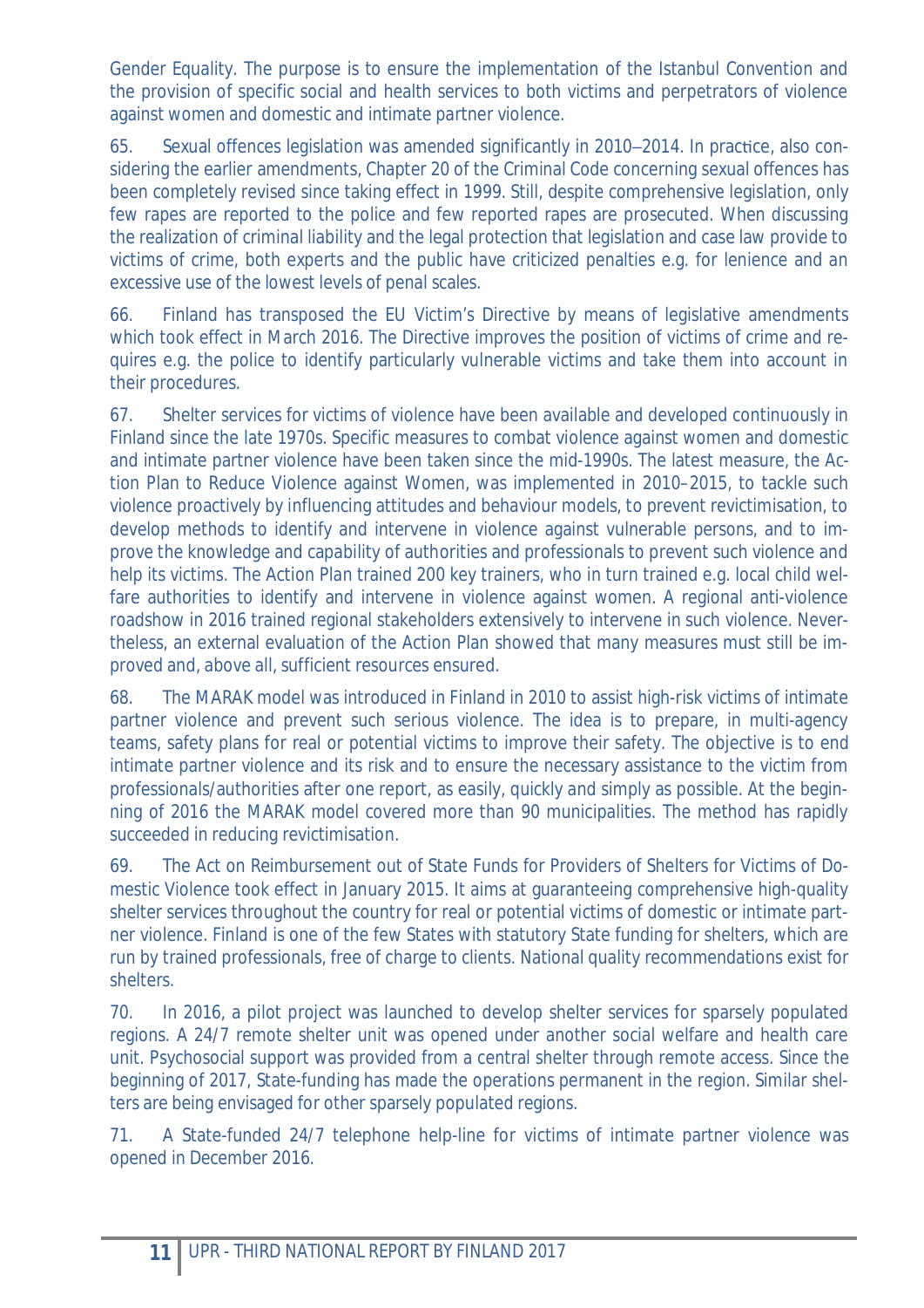Gender Equality. The purpose is to ensure the implementation of the Istanbul Convention and the provision of specific social and health services to both victims and perpetrators of violence against women and domestic and intimate partner violence.

65. Sexual offences legislation was amended significantly in 2010–2014. In practice, also considering the earlier amendments, Chapter 20 of the Criminal Code concerning sexual offences has been completely revised since taking effect in 1999. Still, despite comprehensive legislation, only few rapes are reported to the police and few reported rapes are prosecuted. When discussing the realization of criminal liability and the legal protection that legislation and case law provide to victims of crime, both experts and the public have criticized penalties e.g. for lenience and an excessive use of the lowest levels of penal scales.

66. Finland has transposed the EU Victim's Directive by means of legislative amendments which took effect in March 2016. The Directive improves the position of victims of crime and requires e.g. the police to identify particularly vulnerable victims and take them into account in their procedures.

67. Shelter services for victims of violence have been available and developed continuously in Finland since the late 1970s. Specific measures to combat violence against women and domestic and intimate partner violence have been taken since the mid-1990s. The latest measure, the Action Plan to Reduce Violence against Women, was implemented in 2010–2015, to tackle such violence proactively by influencing attitudes and behaviour models, to prevent revictimisation, to develop methods to identify and intervene in violence against vulnerable persons, and to improve the knowledge and capability of authorities and professionals to prevent such violence and help its victims. The Action Plan trained 200 key trainers, who in turn trained e.g. local child welfare authorities to identify and intervene in violence against women. A regional anti-violence roadshow in 2016 trained regional stakeholders extensively to intervene in such violence. Nevertheless, an external evaluation of the Action Plan showed that many measures must still be improved and, above all, sufficient resources ensured.

68. The MARAK model was introduced in Finland in 2010 to assist high-risk victims of intimate partner violence and prevent such serious violence. The idea is to prepare, in multi-agency teams, safety plans for real or potential victims to improve their safety. The objective is to end intimate partner violence and its risk and to ensure the necessary assistance to the victim from professionals/authorities after one report, as easily, quickly and simply as possible. At the beginning of 2016 the MARAK model covered more than 90 municipalities. The method has rapidly succeeded in reducing revictimisation.

69. The Act on Reimbursement out of State Funds for Providers of Shelters for Victims of Domestic Violence took effect in January 2015. It aims at guaranteeing comprehensive high-quality shelter services throughout the country for real or potential victims of domestic or intimate partner violence. Finland is one of the few States with statutory State funding for shelters, which are run by trained professionals, free of charge to clients. National quality recommendations exist for shelters.

70. In 2016, a pilot project was launched to develop shelter services for sparsely populated regions. A 24/7 remote shelter unit was opened under another social welfare and health care unit. Psychosocial support was provided from a central shelter through remote access. Since the beginning of 2017, State-funding has made the operations permanent in the region. Similar shelters are being envisaged for other sparsely populated regions.

71. A State-funded 24/7 telephone help-line for victims of intimate partner violence was opened in December 2016.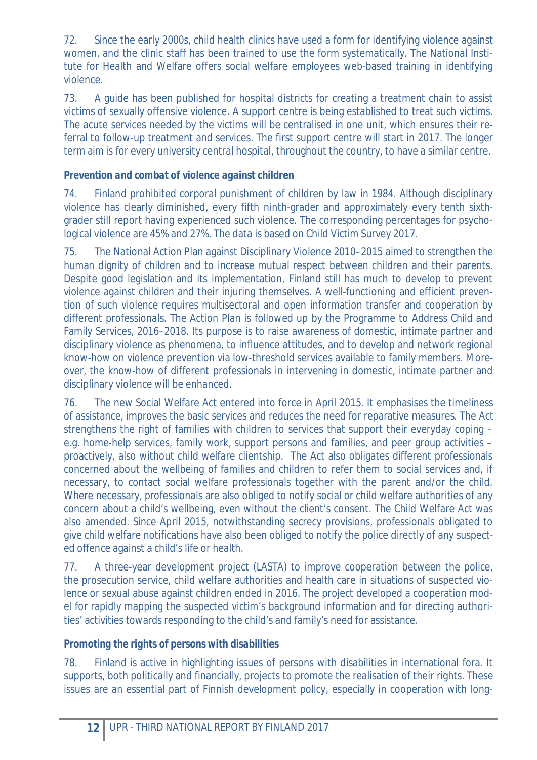72. Since the early 2000s, child health clinics have used a form for identifying violence against women, and the clinic staff has been trained to use the form systematically. The National Institute for Health and Welfare offers social welfare employees web-based training in identifying violence.

73. A guide has been published for hospital districts for creating a treatment chain to assist victims of sexually offensive violence. A support centre is being established to treat such victims. The acute services needed by the victims will be centralised in one unit, which ensures their referral to follow-up treatment and services. The first support centre will start in 2017. The longer term aim is for every university central hospital, throughout the country, to have a similar centre.

### *Prevention and combat of violence against children*

74. Finland prohibited corporal punishment of children by law in 1984. Although disciplinary violence has clearly diminished, every fifth ninth-grader and approximately every tenth sixth-grader still report having experienced such violence. The corresponding percentages for psychological violence are 45% and 27%. The data is based on Child Victim Survey 2017.

75. The National Action Plan against Disciplinary Violence 2010–2015 aimed to strengthen the human dignity of children and to increase mutual respect between children and their parents. Despite good legislation and its implementation, Finland still has much to develop to prevent violence against children and their injuring themselves. A well-functioning and efficient prevention of such violence requires multisectoral and open information transfer and cooperation by different professionals. The Action Plan is followed up by the Programme to Address Child and Family Services, 2016–2018. Its purpose is to raise awareness of domestic, intimate partner and disciplinary violence as phenomena, to influence attitudes, and to develop and network regional know-how on violence prevention via low-threshold services available to family members. Moreover, the know-how of different professionals in intervening in domestic, intimate partner and disciplinary violence will be enhanced.

76. The new Social Welfare Act entered into force in April 2015. It emphasises the timeliness of assistance, improves the basic services and reduces the need for reparative measures. The Act strengthens the right of families with children to services that support their everyday coping – e.g. home-help services, family work, support persons and families, and peer group activities – proactively, also without child welfare clientship. The Act also obligates different professionals concerned about the wellbeing of families and children to refer them to social services and, if necessary, to contact social welfare professionals together with the parent and/or the child. Where necessary, professionals are also obliged to notify social or child welfare authorities of any concern about a child's wellbeing, even without the client's consent. The Child Welfare Act was also amended. Since April 2015, notwithstanding secrecy provisions, professionals obligated to give child welfare notifications have also been obliged to notify the police directly of any suspected offence against a child's life or health.

77. A three-year development project (LASTA) to improve cooperation between the police, the prosecution service, child welfare authorities and health care in situations of suspected violence or sexual abuse against children ended in 2016. The project developed a cooperation model for rapidly mapping the suspected victim's background information and for directing authorities' activities towards responding to the child's and family's need for assistance.

### *Promoting the rights of persons with disabilities*

78. Finland is active in highlighting issues of persons with disabilities in international fora. It supports, both politically and financially, projects to promote the realisation of their rights. These issues are an essential part of Finnish development policy, especially in cooperation with long-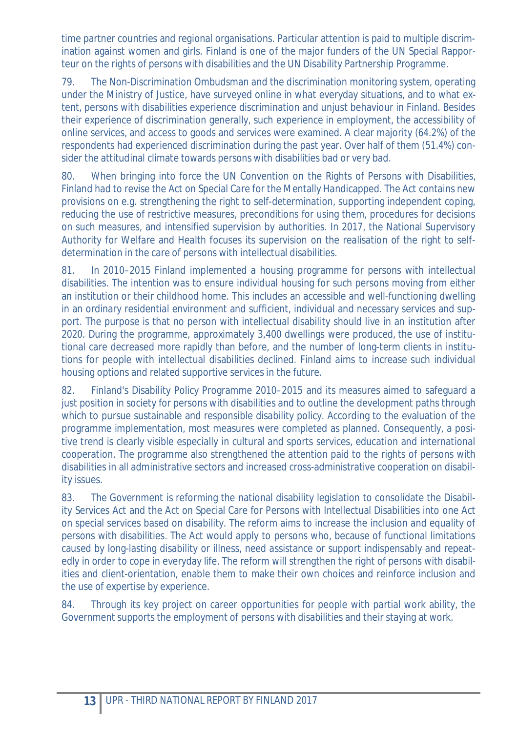time partner countries and regional organisations. Particular attention is paid to multiple discrimination against women and girls. Finland is one of the major funders of the UN Special Rapporteur on the rights of persons with disabilities and the UN Disability Partnership Programme.

79. The Non-Discrimination Ombudsman and the discrimination monitoring system, operating under the Ministry of Justice, have surveyed online in what everyday situations, and to what extent, persons with disabilities experience discrimination and unjust behaviour in Finland. Besides their experience of discrimination generally, such experience in employment, the accessibility of online services, and access to goods and services were examined. A clear majority (64.2%) of the respondents had experienced discrimination during the past year. Over half of them (51.4%) consider the attitudinal climate towards persons with disabilities bad or very bad.

80. When bringing into force the UN Convention on the Rights of Persons with Disabilities, Finland had to revise the Act on Special Care for the Mentally Handicapped. The Act contains new provisions on e.g. strengthening the right to self-determination, supporting independent coping, reducing the use of restrictive measures, preconditions for using them, procedures for decisions on such measures, and intensified supervision by authorities. In 2017, the National Supervisory Authority for Welfare and Health focuses its supervision on the realisation of the right to self-determination in the care of persons with intellectual disabilities.

81. In 2010–2015 Finland implemented a housing programme for persons with intellectual disabilities. The intention was to ensure individual housing for such persons moving from either an institution or their childhood home. This includes an accessible and well-functioning dwelling in an ordinary residential environment and sufficient, individual and necessary services and support. The purpose is that no person with intellectual disability should live in an institution after 2020. During the programme, approximately 3,400 dwellings were produced, the use of institutional care decreased more rapidly than before, and the number of long-term clients in institutions for people with intellectual disabilities declined. Finland aims to increase such individual housing options and related supportive services in the future.

82. Finland's Disability Policy Programme 2010–2015 and its measures aimed to safeguard a just position in society for persons with disabilities and to outline the development paths through which to pursue sustainable and responsible disability policy. According to the evaluation of the programme implementation, most measures were completed as planned. Consequently, a positive trend is clearly visible especially in cultural and sports services, education and international cooperation. The programme also strengthened the attention paid to the rights of persons with disabilities in all administrative sectors and increased cross-administrative cooperation on disability issues.

83. The Government is reforming the national disability legislation to consolidate the Disability Services Act and the Act on Special Care for Persons with Intellectual Disabilities into one Act on special services based on disability. The reform aims to increase the inclusion and equality of persons with disabilities. The Act would apply to persons who, because of functional limitations caused by long-lasting disability or illness, need assistance or support indispensably and repeatedly in order to cope in everyday life. The reform will strengthen the right of persons with disabilities and client-orientation, enable them to make their own choices and reinforce inclusion and the use of expertise by experience.

84. Through its key project on career opportunities for people with partial work ability, the Government supports the employment of persons with disabilities and their staying at work.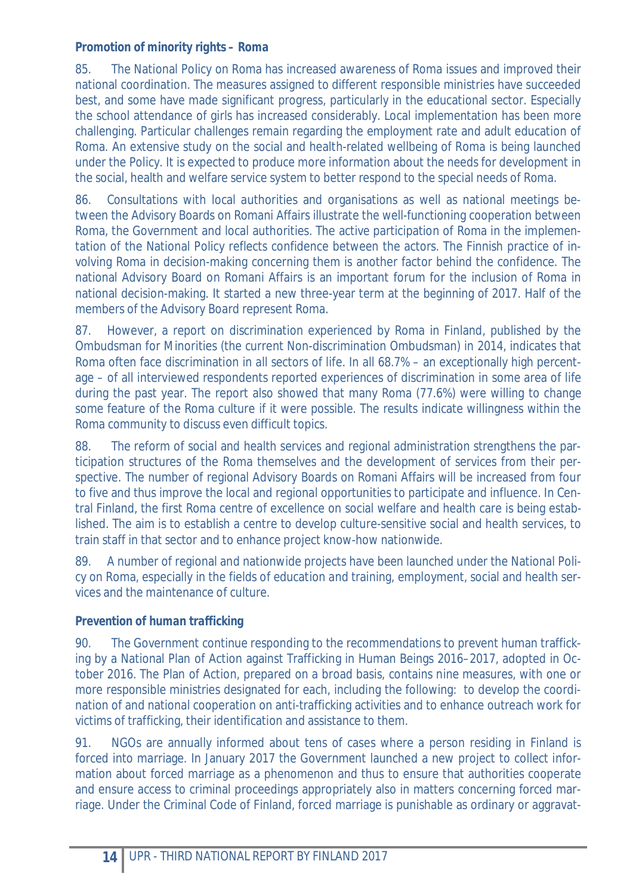**Promotion of minority rights – Roma**

85. The National Policy on Roma has increased awareness of Roma issues and improved their national coordination. The measures assigned to different responsible ministries have succeeded best, and some have made significant progress, particularly in the educational sector. Especially the school attendance of girls has increased considerably. Local implementation has been more challenging. Particular challenges remain regarding the employment rate and adult education of Roma. An extensive study on the social and health-related wellbeing of Roma is being launched under the Policy. It is expected to produce more information about the needs for development in the social, health and welfare service system to better respond to the special needs of Roma.

86. Consultations with local authorities and organisations as well as national meetings between the Advisory Boards on Romani Affairs illustrate the well-functioning cooperation between Roma, the Government and local authorities. The active participation of Roma in the implementation of the National Policy reflects confidence between the actors. The Finnish practice of involving Roma in decision-making concerning them is another factor behind the confidence. The national Advisory Board on Romani Affairs is an important forum for the inclusion of Roma in national decision-making. It started a new three-year term at the beginning of 2017. Half of the members of the Advisory Board represent Roma.

87. However, a report on discrimination experienced by Roma in Finland, published by the Ombudsman for Minorities (the current Non-discrimination Ombudsman) in 2014, indicates that Roma often face discrimination in all sectors of life. In all 68.7% – an exceptionally high percentage – of all interviewed respondents reported experiences of discrimination in some area of life during the past year. The report also showed that many Roma (77.6%) were willing to change some feature of the Roma culture if it were possible. The results indicate willingness within the Roma community to discuss even difficult topics.

88. The reform of social and health services and regional administration strengthens the participation structures of the Roma themselves and the development of services from their perspective. The number of regional Advisory Boards on Romani Affairs will be increased from four to five and thus improve the local and regional opportunities to participate and influence. In Central Finland, the first Roma centre of excellence on social welfare and health care is being established. The aim is to establish a centre to develop culture-sensitive social and health services, to train staff in that sector and to enhance project know-how nationwide.

89. A number of regional and nationwide projects have been launched under the National Policy on Roma, especially in the fields of education and training, employment, social and health services and the maintenance of culture.

**Prevention of human trafficking**

90. The Government continue responding to the recommendations to prevent human trafficking by a National Plan of Action against Trafficking in Human Beings 2016–2017, adopted in October 2016. The Plan of Action, prepared on a broad basis, contains nine measures, with one or more responsible ministries designated for each, including the following: to develop the coordination of and national cooperation on anti-trafficking activities and to enhance outreach work for victims of trafficking, their identification and assistance to them.

91. NGOs are annually informed about tens of cases where a person residing in Finland is forced into marriage. In January 2017 the Government launched a new project to collect information about forced marriage as a phenomenon and thus to ensure that authorities cooperate and ensure access to criminal proceedings appropriately also in matters concerning forced marriage. Under the Criminal Code of Finland, forced marriage is punishable as ordinary or aggravat-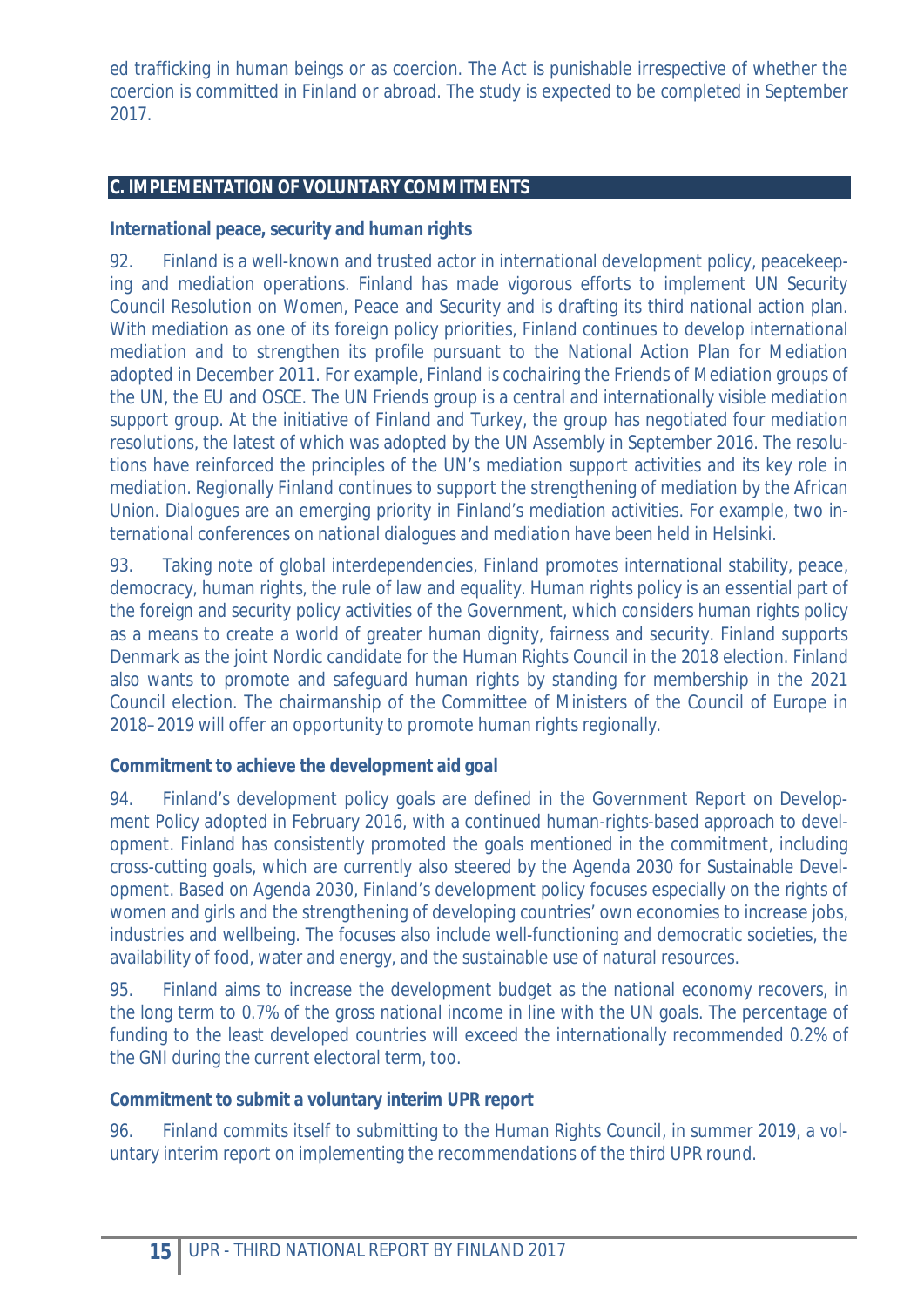ed trafficking in human beings or as coercion. The Act is punishable irrespective of whether the coercion is committed in Finland or abroad. The study is expected to be completed in September 2017.

## C. IMPLEMENTATION OF VOLUNTARY COMMITMENTS

### International peace, security and human rights

92. Finland is a well-known and trusted actor in international development policy, peacekeeping and mediation operations. Finland has made vigorous efforts to implement UN Security Council Resolution on Women, Peace and Security and is drafting its third national action plan. With mediation as one of its foreign policy priorities, Finland continues to develop international mediation and to strengthen its profile pursuant to the National Action Plan for Mediation adopted in December 2011. For example, Finland is cochairing the Friends of Mediation groups of the UN, the EU and OSCE. The UN Friends group is a central and internationally visible mediation support group. At the initiative of Finland and Turkey, the group has negotiated four mediation resolutions, the latest of which was adopted by the UN Assembly in September 2016. The resolutions have reinforced the principles of the UN's mediation support activities and its key role in mediation. Regionally Finland continues to support the strengthening of mediation by the African Union. Dialogues are an emerging priority in Finland's mediation activities. For example, two international conferences on national dialogues and mediation have been held in Helsinki.

93. Taking note of global interdependencies, Finland promotes international stability, peace, democracy, human rights, the rule of law and equality. Human rights policy is an essential part of the foreign and security policy activities of the Government, which considers human rights policy as a means to create a world of greater human dignity, fairness and security. Finland supports Denmark as the joint Nordic candidate for the Human Rights Council in the 2018 election. Finland also wants to promote and safeguard human rights by standing for membership in the 2021 Council election. The chairmanship of the Committee of Ministers of the Council of Europe in 2018–2019 will offer an opportunity to promote human rights regionally.

### Commitment to achieve the development aid goal

94. Finland's development policy goals are defined in the Government Report on Development Policy adopted in February 2016, with a continued human-rights-based approach to development. Finland has consistently promoted the goals mentioned in the commitment, including cross-cutting goals, which are currently also steered by the Agenda 2030 for Sustainable Development. Based on Agenda 2030, Finland's development policy focuses especially on the rights of women and girls and the strengthening of developing countries' own economies to increase jobs, industries and wellbeing. The focuses also include well-functioning and democratic societies, the availability of food, water and energy, and the sustainable use of natural resources.

95. Finland aims to increase the development budget as the national economy recovers, in the long term to 0.7% of the gross national income in line with the UN goals. The percentage of funding to the least developed countries will exceed the internationally recommended 0.2% of the GNI during the current electoral term, too.

### Commitment to submit a voluntary interim UPR report

96. Finland commits itself to submitting to the Human Rights Council, in summer 2019, a voluntary interim report on implementing the recommendations of the third UPR round.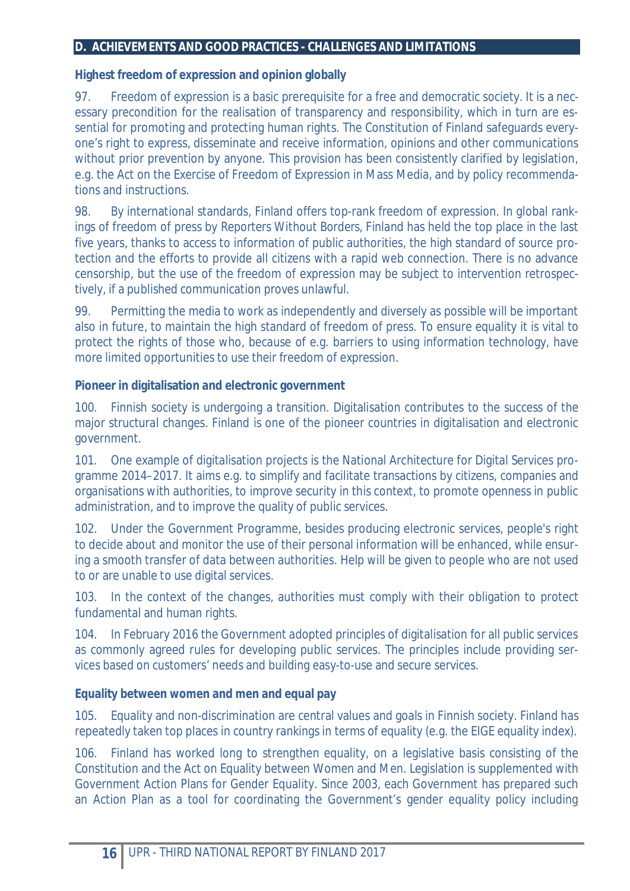## D. ACHIEVEMENTS AND GOOD PRACTICES - CHALLENGES AND LIMITATIONS

### Highest freedom of expression and opinion globally

97. Freedom of expression is a basic prerequisite for a free and democratic society. It is a necessary precondition for the realisation of transparency and responsibility, which in turn are essential for promoting and protecting human rights. The Constitution of Finland safeguards everyone's right to express, disseminate and receive information, opinions and other communications without prior prevention by anyone. This provision has been consistently clarified by legislation, e.g. the Act on the Exercise of Freedom of Expression in Mass Media, and by policy recommendations and instructions.

98. By international standards, Finland offers top-rank freedom of expression. In global rankings of freedom of press by Reporters Without Borders, Finland has held the top place in the last five years, thanks to access to information of public authorities, the high standard of source protection and the efforts to provide all citizens with a rapid web connection. There is no advance censorship, but the use of the freedom of expression may be subject to intervention retrospectively, if a published communication proves unlawful.

99. Permitting the media to work as independently and diversely as possible will be important also in future, to maintain the high standard of freedom of press. To ensure equality it is vital to protect the rights of those who, because of e.g. barriers to using information technology, have more limited opportunities to use their freedom of expression.

### Pioneer in digitalisation and electronic government

100. Finnish society is undergoing a transition. Digitalisation contributes to the success of the major structural changes. Finland is one of the pioneer countries in digitalisation and electronic government.

101. One example of digitalisation projects is the National Architecture for Digital Services programme 2014–2017. It aims e.g. to simplify and facilitate transactions by citizens, companies and organisations with authorities, to improve security in this context, to promote openness in public administration, and to improve the quality of public services.

102. Under the Government Programme, besides producing electronic services, people's right to decide about and monitor the use of their personal information will be enhanced, while ensuring a smooth transfer of data between authorities. Help will be given to people who are not used to or are unable to use digital services.

103. In the context of the changes, authorities must comply with their obligation to protect fundamental and human rights.

104. In February 2016 the Government adopted principles of digitalisation for all public services as commonly agreed rules for developing public services. The principles include providing services based on customers' needs and building easy-to-use and secure services.

### Equality between women and men and equal pay

105. Equality and non-discrimination are central values and goals in Finnish society. Finland has repeatedly taken top places in country rankings in terms of equality (e.g. the EIGE equality index).

106. Finland has worked long to strengthen equality, on a legislative basis consisting of the Constitution and the Act on Equality between Women and Men. Legislation is supplemented with Government Action Plans for Gender Equality. Since 2003, each Government has prepared such an Action Plan as a tool for coordinating the Government's gender equality policy including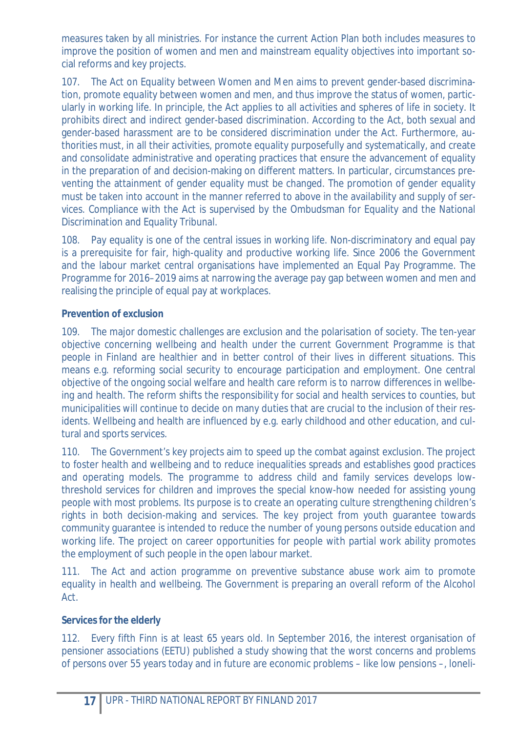measures taken by all ministries. For instance the current Action Plan both includes measures to improve the position of women and men and mainstream equality objectives into important social reforms and key projects.

107. The Act on Equality between Women and Men aims to prevent gender-based discrimination, promote equality between women and men, and thus improve the status of women, particularly in working life. In principle, the Act applies to all activities and spheres of life in society. It prohibits direct and indirect gender-based discrimination. According to the Act, both sexual and gender-based harassment are to be considered discrimination under the Act. Furthermore, authorities must, in all their activities, promote equality purposefully and systematically, and create and consolidate administrative and operating practices that ensure the advancement of equality in the preparation of and decision-making on different matters. In particular, circumstances preventing the attainment of gender equality must be changed. The promotion of gender equality must be taken into account in the manner referred to above in the availability and supply of services. Compliance with the Act is supervised by the Ombudsman for Equality and the National Discrimination and Equality Tribunal.

108. Pay equality is one of the central issues in working life. Non-discriminatory and equal pay is a prerequisite for fair, high-quality and productive working life. Since 2006 the Government and the labour market central organisations have implemented an Equal Pay Programme. The Programme for 2016–2019 aims at narrowing the average pay gap between women and men and realising the principle of equal pay at workplaces.

**Prevention of exclusion**

109. The major domestic challenges are exclusion and the polarisation of society. The ten-year objective concerning wellbeing and health under the current Government Programme is that people in Finland are healthier and in better control of their lives in different situations. This means e.g. reforming social security to encourage participation and employment. One central objective of the ongoing social welfare and health care reform is to narrow differences in wellbeing and health. The reform shifts the responsibility for social and health services to counties, but municipalities will continue to decide on many duties that are crucial to the inclusion of their residents. Wellbeing and health are influenced by e.g. early childhood and other education, and cultural and sports services.

110. The Government's key projects aim to speed up the combat against exclusion. The project to foster health and wellbeing and to reduce inequalities spreads and establishes good practices and operating models. The programme to address child and family services develops low-threshold services for children and improves the special know-how needed for assisting young people with most problems. Its purpose is to create an operating culture strengthening children's rights in both decision-making and services. The key project from youth guarantee towards community guarantee is intended to reduce the number of young persons outside education and working life. The project on career opportunities for people with partial work ability promotes the employment of such people in the open labour market.

111. The Act and action programme on preventive substance abuse work aim to promote equality in health and wellbeing. The Government is preparing an overall reform of the Alcohol Act.

**Services for the elderly**

112. Every fifth Finn is at least 65 years old. In September 2016, the interest organisation of pensioner associations (EETU) published a study showing that the worst concerns and problems of persons over 55 years today and in future are economic problems – like low pensions –, loneli-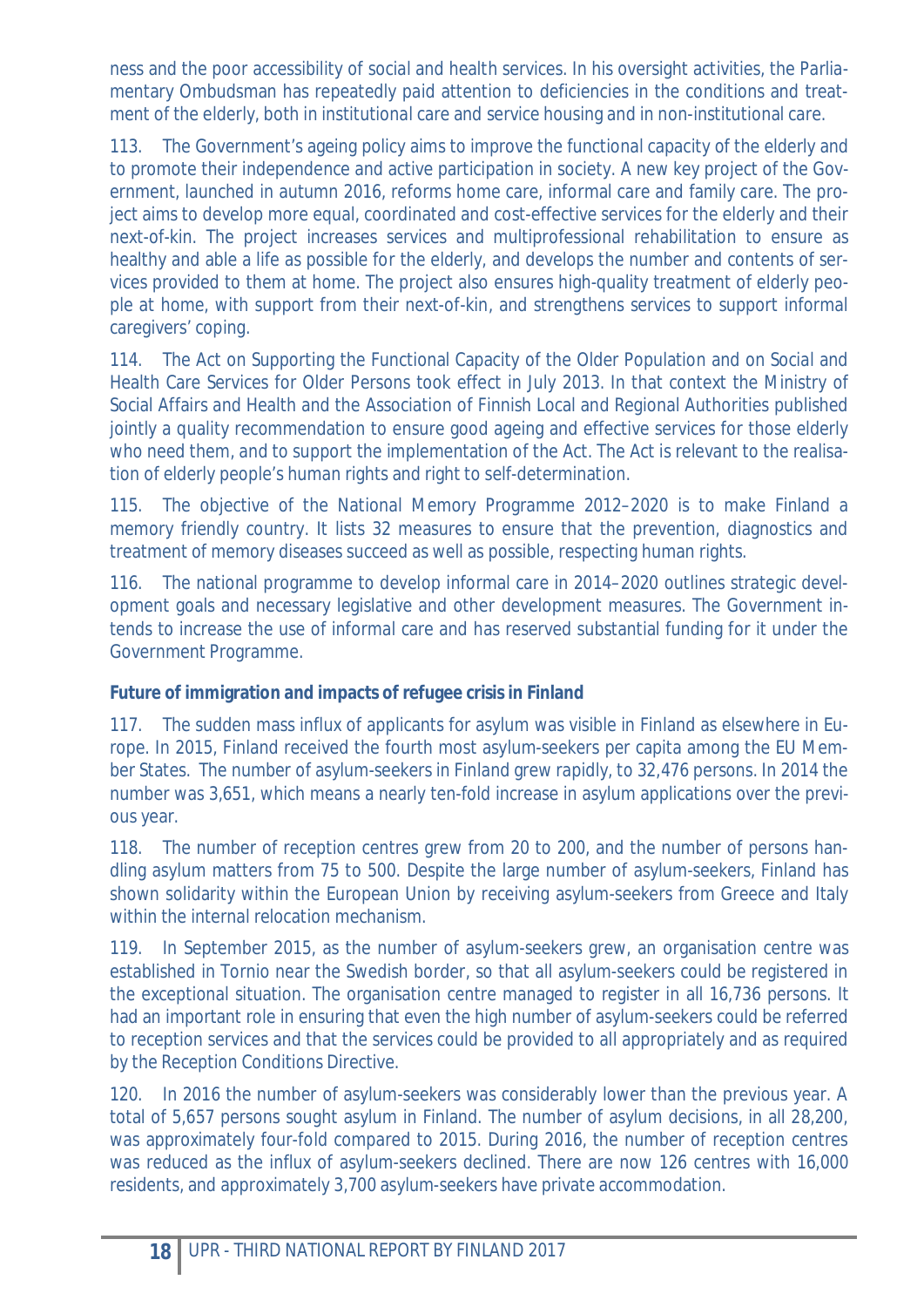ness and the poor accessibility of social and health services. In his oversight activities, the Parliamentary Ombudsman has repeatedly paid attention to deficiencies in the conditions and treatment of the elderly, both in institutional care and service housing and in non-institutional care.

113. The Government's ageing policy aims to improve the functional capacity of the elderly and to promote their independence and active participation in society. A new key project of the Government, launched in autumn 2016, reforms home care, informal care and family care. The project aims to develop more equal, coordinated and cost-effective services for the elderly and their next-of-kin. The project increases services and multiprofessional rehabilitation to ensure as healthy and able a life as possible for the elderly, and develops the number and contents of services provided to them at home. The project also ensures high-quality treatment of elderly people at home, with support from their next-of-kin, and strengthens services to support informal caregivers' coping.

114. The Act on Supporting the Functional Capacity of the Older Population and on Social and Health Care Services for Older Persons took effect in July 2013. In that context the Ministry of Social Affairs and Health and the Association of Finnish Local and Regional Authorities published jointly a quality recommendation to ensure good ageing and effective services for those elderly who need them, and to support the implementation of the Act. The Act is relevant to the realisation of elderly people's human rights and right to self-determination.

115. The objective of the National Memory Programme 2012–2020 is to make Finland a memory friendly country. It lists 32 measures to ensure that the prevention, diagnostics and treatment of memory diseases succeed as well as possible, respecting human rights.

116. The national programme to develop informal care in 2014–2020 outlines strategic development goals and necessary legislative and other development measures. The Government intends to increase the use of informal care and has reserved substantial funding for it under the Government Programme.

**Future of immigration and impacts of refugee crisis in Finland**

117. The sudden mass influx of applicants for asylum was visible in Finland as elsewhere in Europe. In 2015, Finland received the fourth most asylum-seekers per capita among the EU Member States. The number of asylum-seekers in Finland grew rapidly, to 32,476 persons. In 2014 the number was 3,651, which means a nearly ten-fold increase in asylum applications over the previous year.

118. The number of reception centres grew from 20 to 200, and the number of persons handling asylum matters from 75 to 500. Despite the large number of asylum-seekers, Finland has shown solidarity within the European Union by receiving asylum-seekers from Greece and Italy within the internal relocation mechanism.

119. In September 2015, as the number of asylum-seekers grew, an organisation centre was established in Tornio near the Swedish border, so that all asylum-seekers could be registered in the exceptional situation. The organisation centre managed to register in all 16,736 persons. It had an important role in ensuring that even the high number of asylum-seekers could be referred to reception services and that the services could be provided to all appropriately and as required by the Reception Conditions Directive.

120. In 2016 the number of asylum-seekers was considerably lower than the previous year. A total of 5,657 persons sought asylum in Finland. The number of asylum decisions, in all 28,200, was approximately four-fold compared to 2015. During 2016, the number of reception centres was reduced as the influx of asylum-seekers declined. There are now 126 centres with 16,000 residents, and approximately 3,700 asylum-seekers have private accommodation.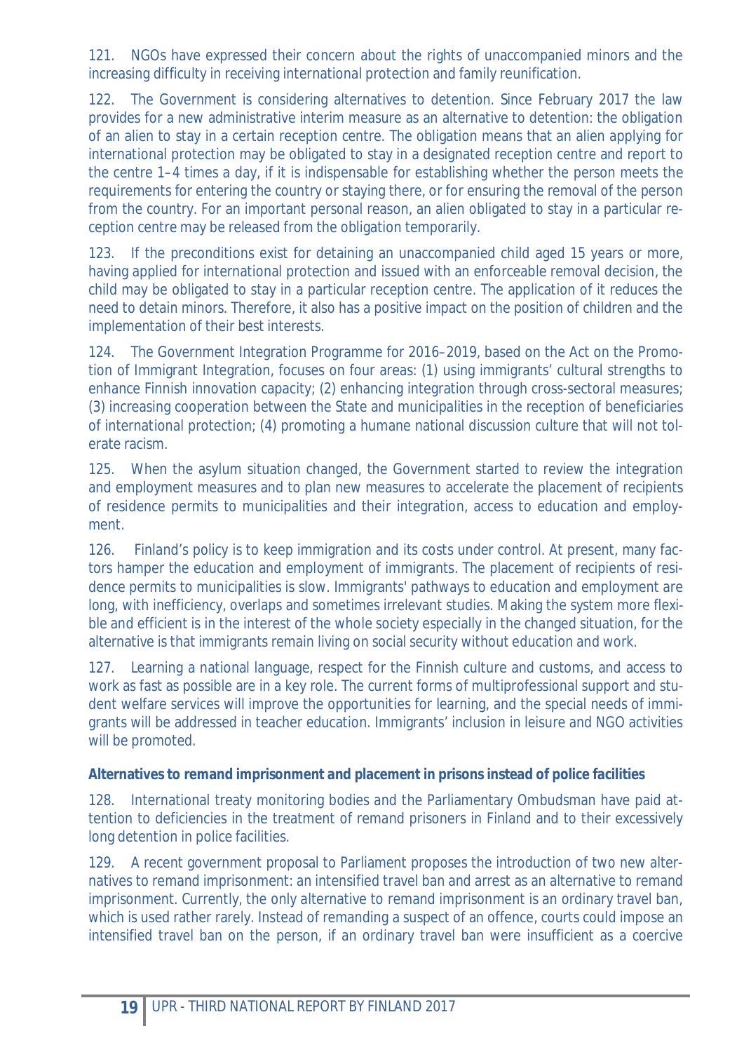121. NGOs have expressed their concern about the rights of unaccompanied minors and the increasing difficulty in receiving international protection and family reunification.

122. The Government is considering alternatives to detention. Since February 2017 the law provides for a new administrative interim measure as an alternative to detention: the obligation of an alien to stay in a certain reception centre. The obligation means that an alien applying for international protection may be obligated to stay in a designated reception centre and report to the centre 1–4 times a day, if it is indispensable for establishing whether the person meets the requirements for entering the country or staying there, or for ensuring the removal of the person from the country. For an important personal reason, an alien obligated to stay in a particular reception centre may be released from the obligation temporarily.

123. If the preconditions exist for detaining an unaccompanied child aged 15 years or more, having applied for international protection and issued with an enforceable removal decision, the child may be obligated to stay in a particular reception centre. The application of it reduces the need to detain minors. Therefore, it also has a positive impact on the position of children and the implementation of their best interests.

124. The Government Integration Programme for 2016–2019, based on the Act on the Promotion of Immigrant Integration, focuses on four areas: (1) using immigrants' cultural strengths to enhance Finnish innovation capacity; (2) enhancing integration through cross-sectoral measures; (3) increasing cooperation between the State and municipalities in the reception of beneficiaries of international protection; (4) promoting a humane national discussion culture that will not tolerate racism.

125. When the asylum situation changed, the Government started to review the integration and employment measures and to plan new measures to accelerate the placement of recipients of residence permits to municipalities and their integration, access to education and employment.

126. Finland's policy is to keep immigration and its costs under control. At present, many factors hamper the education and employment of immigrants. The placement of recipients of residence permits to municipalities is slow. Immigrants' pathways to education and employment are long, with inefficiency, overlaps and sometimes irrelevant studies. Making the system more flexible and efficient is in the interest of the whole society especially in the changed situation, for the alternative is that immigrants remain living on social security without education and work.

127. Learning a national language, respect for the Finnish culture and customs, and access to work as fast as possible are in a key role. The current forms of multiprofessional support and student welfare services will improve the opportunities for learning, and the special needs of immigrants will be addressed in teacher education. Immigrants' inclusion in leisure and NGO activities will be promoted.

**Alternatives to remand imprisonment and placement in prisons instead of police facilities**

128. International treaty monitoring bodies and the Parliamentary Ombudsman have paid attention to deficiencies in the treatment of remand prisoners in Finland and to their excessively long detention in police facilities.

129. A recent government proposal to Parliament proposes the introduction of two new alternatives to remand imprisonment: an intensified travel ban and arrest as an alternative to remand imprisonment. Currently, the only alternative to remand imprisonment is an ordinary travel ban, which is used rather rarely. Instead of remanding a suspect of an offence, courts could impose an intensified travel ban on the person, if an ordinary travel ban were insufficient as a coercive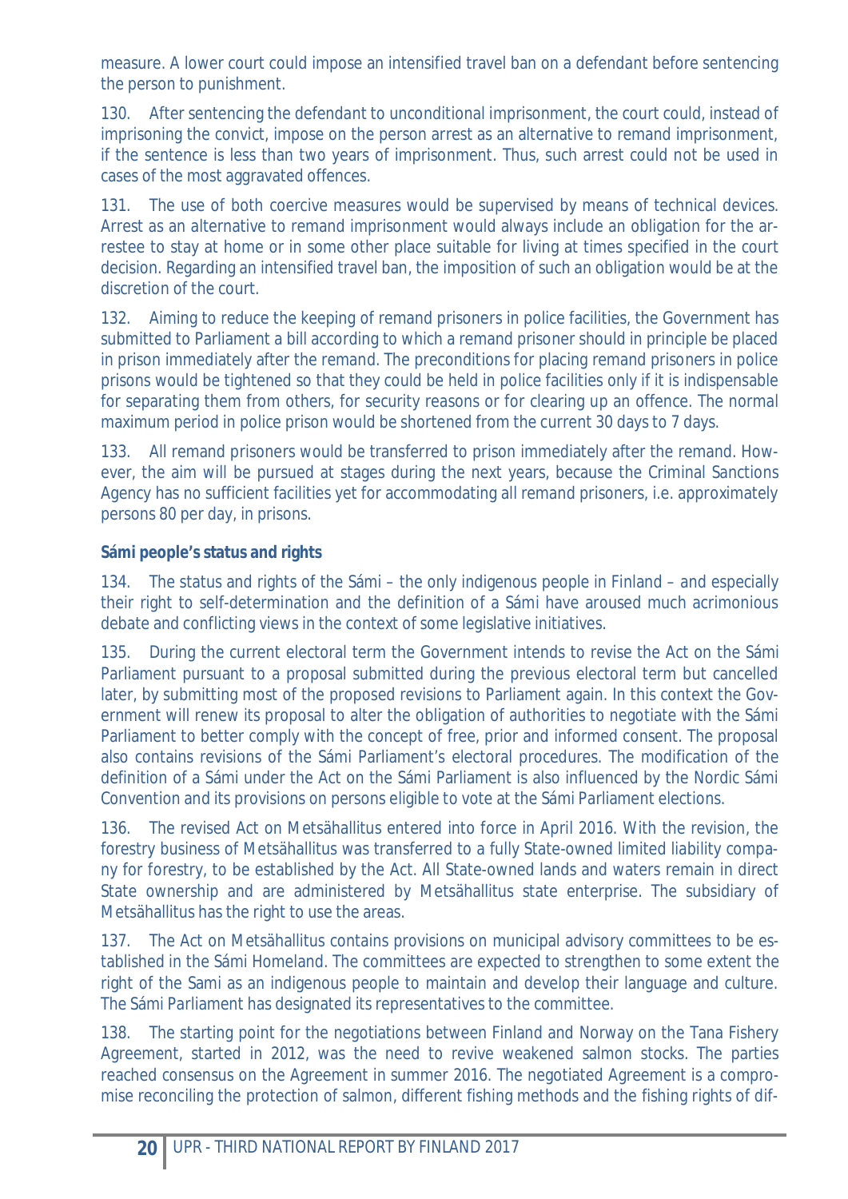measure. A lower court could impose an intensified travel ban on a defendant before sentencing the person to punishment.

130. After sentencing the defendant to unconditional imprisonment, the court could, instead of imprisoning the convict, impose on the person arrest as an alternative to remand imprisonment, if the sentence is less than two years of imprisonment. Thus, such arrest could not be used in cases of the most aggravated offences.

131. The use of both coercive measures would be supervised by means of technical devices. Arrest as an alternative to remand imprisonment would always include an obligation for the arrestee to stay at home or in some other place suitable for living at times specified in the court decision. Regarding an intensified travel ban, the imposition of such an obligation would be at the discretion of the court.

132. Aiming to reduce the keeping of remand prisoners in police facilities, the Government has submitted to Parliament a bill according to which a remand prisoner should in principle be placed in prison immediately after the remand. The preconditions for placing remand prisoners in police prisons would be tightened so that they could be held in police facilities only if it is indispensable for separating them from others, for security reasons or for clearing up an offence. The normal maximum period in police prison would be shortened from the current 30 days to 7 days.

133. All remand prisoners would be transferred to prison immediately after the remand. However, the aim will be pursued at stages during the next years, because the Criminal Sanctions Agency has no sufficient facilities yet for accommodating all remand prisoners, i.e. approximately persons 80 per day, in prisons.

**Sámi people's status and rights**

134. The status and rights of the Sámi – the only indigenous people in Finland – and especially their right to self-determination and the definition of a Sámi have aroused much acrimonious debate and conflicting views in the context of some legislative initiatives.

135. During the current electoral term the Government intends to revise the Act on the Sámi Parliament pursuant to a proposal submitted during the previous electoral term but cancelled later, by submitting most of the proposed revisions to Parliament again. In this context the Government will renew its proposal to alter the obligation of authorities to negotiate with the Sámi Parliament to better comply with the concept of free, prior and informed consent. The proposal also contains revisions of the Sámi Parliament's electoral procedures. The modification of the definition of a Sámi under the Act on the Sámi Parliament is also influenced by the Nordic Sámi Convention and its provisions on persons eligible to vote at the Sámi Parliament elections.

136. The revised Act on Metsähallitus entered into force in April 2016. With the revision, the forestry business of Metsähallitus was transferred to a fully State-owned limited liability company for forestry, to be established by the Act. All State-owned lands and waters remain in direct State ownership and are administered by Metsähallitus state enterprise. The subsidiary of Metsähallitus has the right to use the areas.

137. The Act on Metsähallitus contains provisions on municipal advisory committees to be established in the Sámi Homeland. The committees are expected to strengthen to some extent the right of the Sami as an indigenous people to maintain and develop their language and culture. The Sámi Parliament has designated its representatives to the committee.

138. The starting point for the negotiations between Finland and Norway on the Tana Fishery Agreement, started in 2012, was the need to revive weakened salmon stocks. The parties reached consensus on the Agreement in summer 2016. The negotiated Agreement is a compromise reconciling the protection of salmon, different fishing methods and the fishing rights of dif-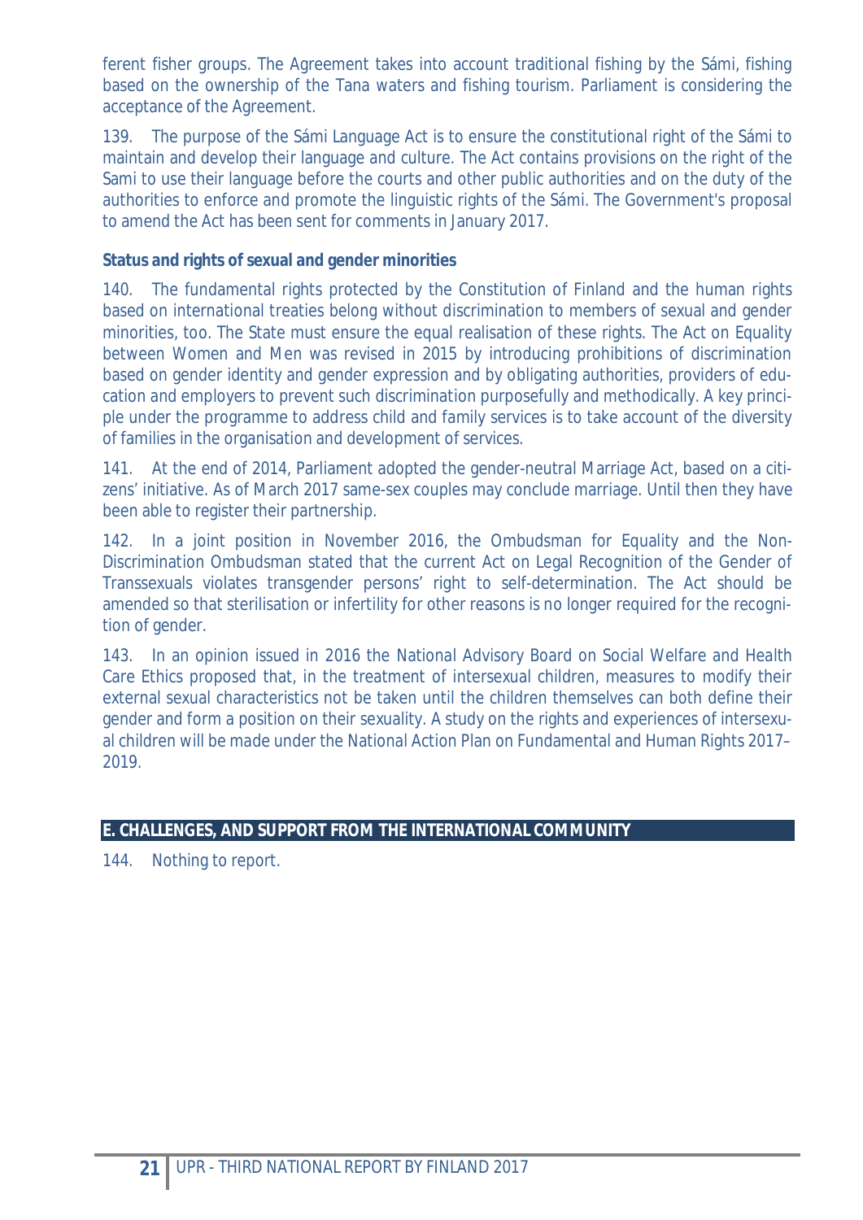ferent fisher groups. The Agreement takes into account traditional fishing by the Sámi, fishing based on the ownership of the Tana waters and fishing tourism. Parliament is considering the acceptance of the Agreement.

139. The purpose of the Sámi Language Act is to ensure the constitutional right of the Sámi to maintain and develop their language and culture. The Act contains provisions on the right of the Sami to use their language before the courts and other public authorities and on the duty of the authorities to enforce and promote the linguistic rights of the Sámi. The Government's proposal to amend the Act has been sent for comments in January 2017.

**Status and rights of sexual and gender minorities**

140. The fundamental rights protected by the Constitution of Finland and the human rights based on international treaties belong without discrimination to members of sexual and gender minorities, too. The State must ensure the equal realisation of these rights. The Act on Equality between Women and Men was revised in 2015 by introducing prohibitions of discrimination based on gender identity and gender expression and by obligating authorities, providers of education and employers to prevent such discrimination purposefully and methodically. A key principle under the programme to address child and family services is to take account of the diversity of families in the organisation and development of services.

141. At the end of 2014, Parliament adopted the gender-neutral Marriage Act, based on a citizens' initiative. As of March 2017 same-sex couples may conclude marriage. Until then they have been able to register their partnership.

142. In a joint position in November 2016, the Ombudsman for Equality and the Non-Discrimination Ombudsman stated that the current Act on Legal Recognition of the Gender of Transsexuals violates transgender persons' right to self-determination. The Act should be amended so that sterilisation or infertility for other reasons is no longer required for the recognition of gender.

143. In an opinion issued in 2016 the National Advisory Board on Social Welfare and Health Care Ethics proposed that, in the treatment of intersexual children, measures to modify their external sexual characteristics not be taken until the children themselves can both define their gender and form a position on their sexuality. A study on the rights and experiences of intersexual children will be made under the National Action Plan on Fundamental and Human Rights 2017–2019.

## E. CHALLENGES, AND SUPPORT FROM THE INTERNATIONAL COMMUNITY

144. Nothing to report.